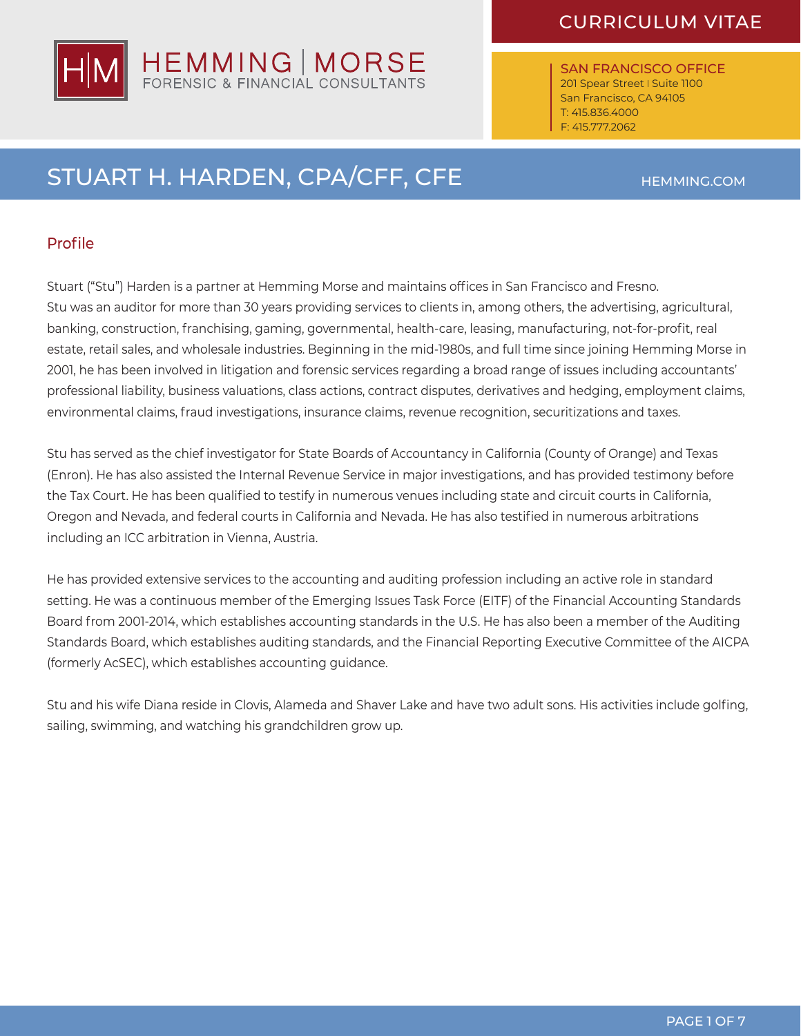HEMMING | MORSE
FORENSIC & FINANCIAL CONSULTANTS

CURRICULUM VITAE

SAN FRANCISCO OFFICE
201 Spear Street | Suite 1100
San Francisco, CA 94105
T: 415.836.4000
F: 415.777.2062

# STUART H. HARDEN, CPA/CFF, CFE

HEMMING.COM

## Profile

Stuart ("Stu") Harden is a partner at Hemming Morse and maintains offices in San Francisco and Fresno. Stu was an auditor for more than 30 years providing services to clients in, among others, the advertising, agricultural, banking, construction, franchising, gaming, governmental, health-care, leasing, manufacturing, not-for-profit, real estate, retail sales, and wholesale industries. Beginning in the mid-1980s, and full time since joining Hemming Morse in 2001, he has been involved in litigation and forensic services regarding a broad range of issues including accountants' professional liability, business valuations, class actions, contract disputes, derivatives and hedging, employment claims, environmental claims, fraud investigations, insurance claims, revenue recognition, securitizations and taxes.

Stu has served as the chief investigator for State Boards of Accountancy in California (County of Orange) and Texas (Enron). He has also assisted the Internal Revenue Service in major investigations, and has provided testimony before the Tax Court. He has been qualified to testify in numerous venues including state and circuit courts in California, Oregon and Nevada, and federal courts in California and Nevada. He has also testified in numerous arbitrations including an ICC arbitration in Vienna, Austria.

He has provided extensive services to the accounting and auditing profession including an active role in standard setting. He was a continuous member of the Emerging Issues Task Force (EITF) of the Financial Accounting Standards Board from 2001-2014, which establishes accounting standards in the U.S. He has also been a member of the Auditing Standards Board, which establishes auditing standards, and the Financial Reporting Executive Committee of the AICPA (formerly AcSEC), which establishes accounting guidance.

Stu and his wife Diana reside in Clovis, Alameda and Shaver Lake and have two adult sons. His activities include golfing, sailing, swimming, and watching his grandchildren grow up.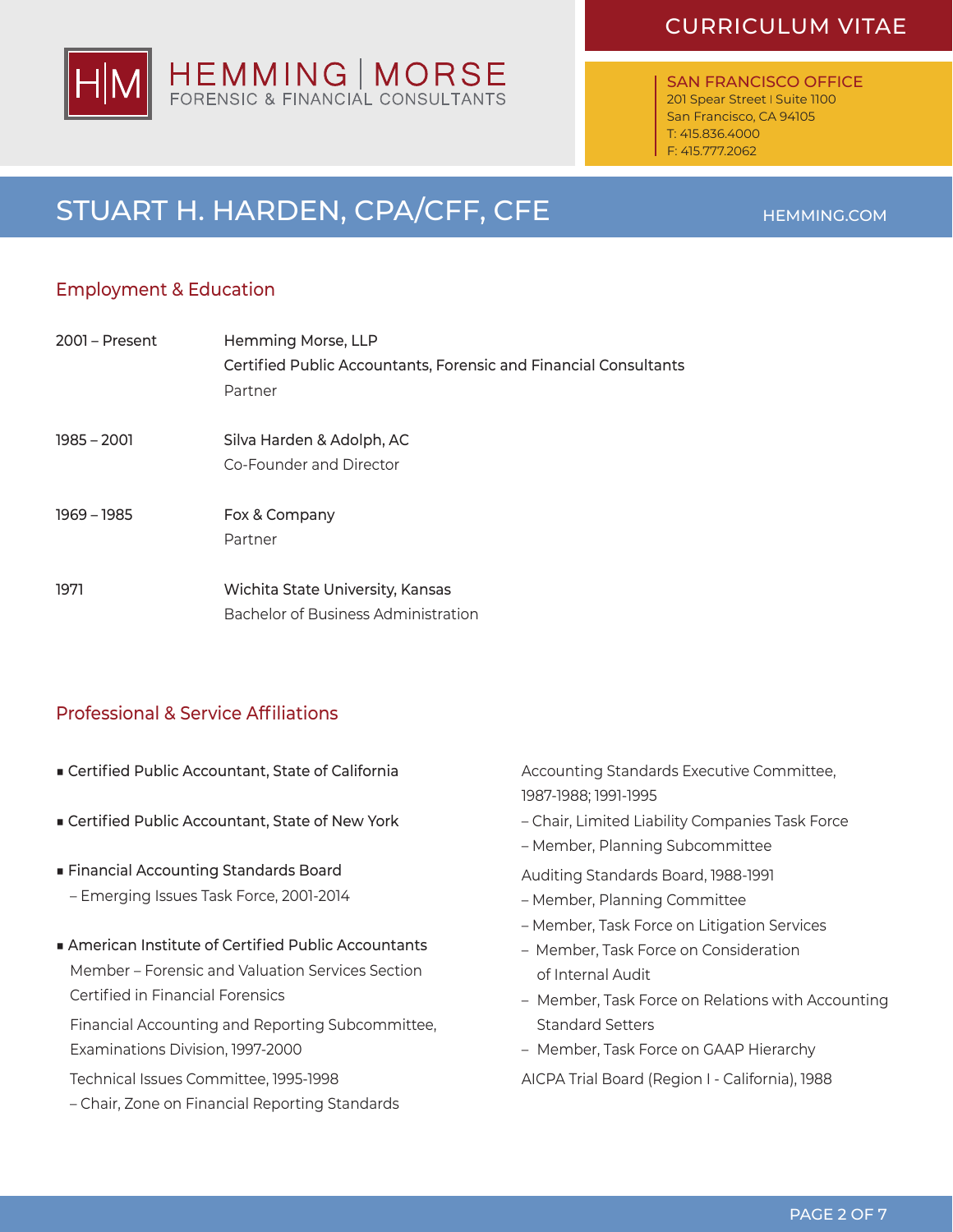# CURRICULUM VITAE

**HEMMING | MORSE**
FORENSIC & FINANCIAL CONSULTANTS

**SAN FRANCISCO OFFICE**
201 Spear Street | Suite 1100
San Francisco, CA 94105
T: 415.836.4000
F: 415.777.2062

## STUART H. HARDEN, CPA/CFF, CFE

HEMMING.COM

### Employment & Education

| | |
|---|---|
| 2001 – Present | Hemming Morse, LLP<br>Certified Public Accountants, Forensic and Financial Consultants<br>Partner |
| 1985 – 2001 | Silva Harden & Adolph, AC<br>Co-Founder and Director |
| 1969 – 1985 | Fox & Company<br>Partner |
| 1971 | Wichita State University, Kansas<br>Bachelor of Business Administration |

### Professional & Service Affiliations

- Certified Public Accountant, State of California
- Certified Public Accountant, State of New York
- Financial Accounting Standards Board
  – Emerging Issues Task Force, 2001-2014
- American Institute of Certified Public Accountants
  Member – Forensic and Valuation Services Section
  Certified in Financial Forensics
  Financial Accounting and Reporting Subcommittee, Examinations Division, 1997-2000
  Technical Issues Committee, 1995-1998
  – Chair, Zone on Financial Reporting Standards
  Accounting Standards Executive Committee, 1987-1988; 1991-1995
  – Chair, Limited Liability Companies Task Force
  – Member, Planning Subcommittee
  Auditing Standards Board, 1988-1991
  – Member, Planning Committee
  – Member, Task Force on Litigation Services
  – Member, Task Force on Consideration of Internal Audit
  – Member, Task Force on Relations with Accounting Standard Setters
  – Member, Task Force on GAAP Hierarchy
  AICPA Trial Board (Region I - California), 1988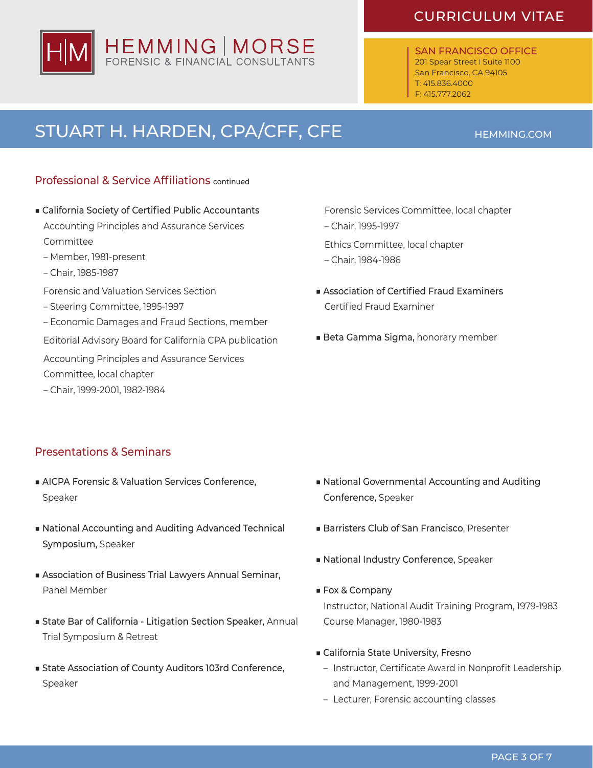## Professional & Service Affiliations continued

- **California Society of Certified Public Accountants**
  Accounting Principles and Assurance Services Committee
  – Member, 1981-present
  – Chair, 1985-1987

  Forensic and Valuation Services Section
  – Steering Committee, 1995-1997
  – Economic Damages and Fraud Sections, member

  Editorial Advisory Board for California CPA publication

  Accounting Principles and Assurance Services Committee, local chapter
  – Chair, 1999-2001, 1982-1984

  Forensic Services Committee, local chapter
  – Chair, 1995-1997

  Ethics Committee, local chapter
  – Chair, 1984-1986

- **Association of Certified Fraud Examiners**
  Certified Fraud Examiner

- **Beta Gamma Sigma,** honorary member

## Presentations & Seminars

- **AICPA Forensic & Valuation Services Conference,** Speaker
- **National Accounting and Auditing Advanced Technical Symposium,** Speaker
- **Association of Business Trial Lawyers Annual Seminar,** Panel Member
- **State Bar of California - Litigation Section Speaker,** Annual Trial Symposium & Retreat
- **State Association of County Auditors 103rd Conference,** Speaker
- **National Governmental Accounting and Auditing Conference,** Speaker
- **Barristers Club of San Francisco**, Presenter
- **National Industry Conference,** Speaker
- **Fox & Company**
  Instructor, National Audit Training Program, 1979-1983
  Course Manager, 1980-1983
- **California State University, Fresno**
  - Instructor, Certificate Award in Nonprofit Leadership and Management, 1999-2001
  - Lecturer, Forensic accounting classes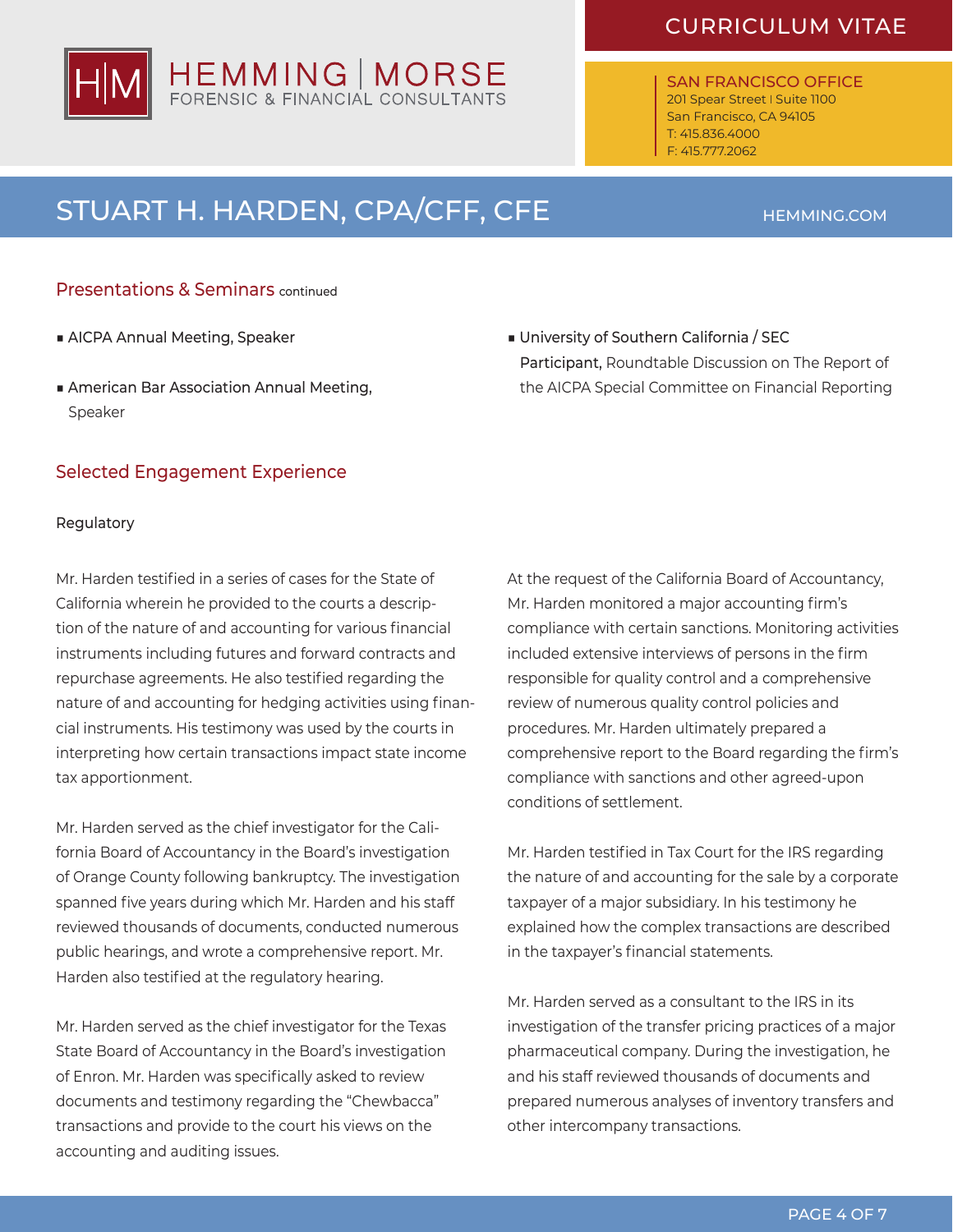## Presentations & Seminars continued

- AICPA Annual Meeting, Speaker
- American Bar Association Annual Meeting, Speaker
- University of Southern California / SEC **Participant,** Roundtable Discussion on The Report of the AICPA Special Committee on Financial Reporting

## Selected Engagement Experience

### Regulatory

Mr. Harden testified in a series of cases for the State of California wherein he provided to the courts a description of the nature of and accounting for various financial instruments including futures and forward contracts and repurchase agreements. He also testified regarding the nature of and accounting for hedging activities using financial instruments. His testimony was used by the courts in interpreting how certain transactions impact state income tax apportionment.

Mr. Harden served as the chief investigator for the California Board of Accountancy in the Board's investigation of Orange County following bankruptcy. The investigation spanned five years during which Mr. Harden and his staff reviewed thousands of documents, conducted numerous public hearings, and wrote a comprehensive report. Mr. Harden also testified at the regulatory hearing.

Mr. Harden served as the chief investigator for the Texas State Board of Accountancy in the Board's investigation of Enron. Mr. Harden was specifically asked to review documents and testimony regarding the "Chewbacca" transactions and provide to the court his views on the accounting and auditing issues.

At the request of the California Board of Accountancy, Mr. Harden monitored a major accounting firm's compliance with certain sanctions. Monitoring activities included extensive interviews of persons in the firm responsible for quality control and a comprehensive review of numerous quality control policies and procedures. Mr. Harden ultimately prepared a comprehensive report to the Board regarding the firm's compliance with sanctions and other agreed-upon conditions of settlement.

Mr. Harden testified in Tax Court for the IRS regarding the nature of and accounting for the sale by a corporate taxpayer of a major subsidiary. In his testimony he explained how the complex transactions are described in the taxpayer's financial statements.

Mr. Harden served as a consultant to the IRS in its investigation of the transfer pricing practices of a major pharmaceutical company. During the investigation, he and his staff reviewed thousands of documents and prepared numerous analyses of inventory transfers and other intercompany transactions.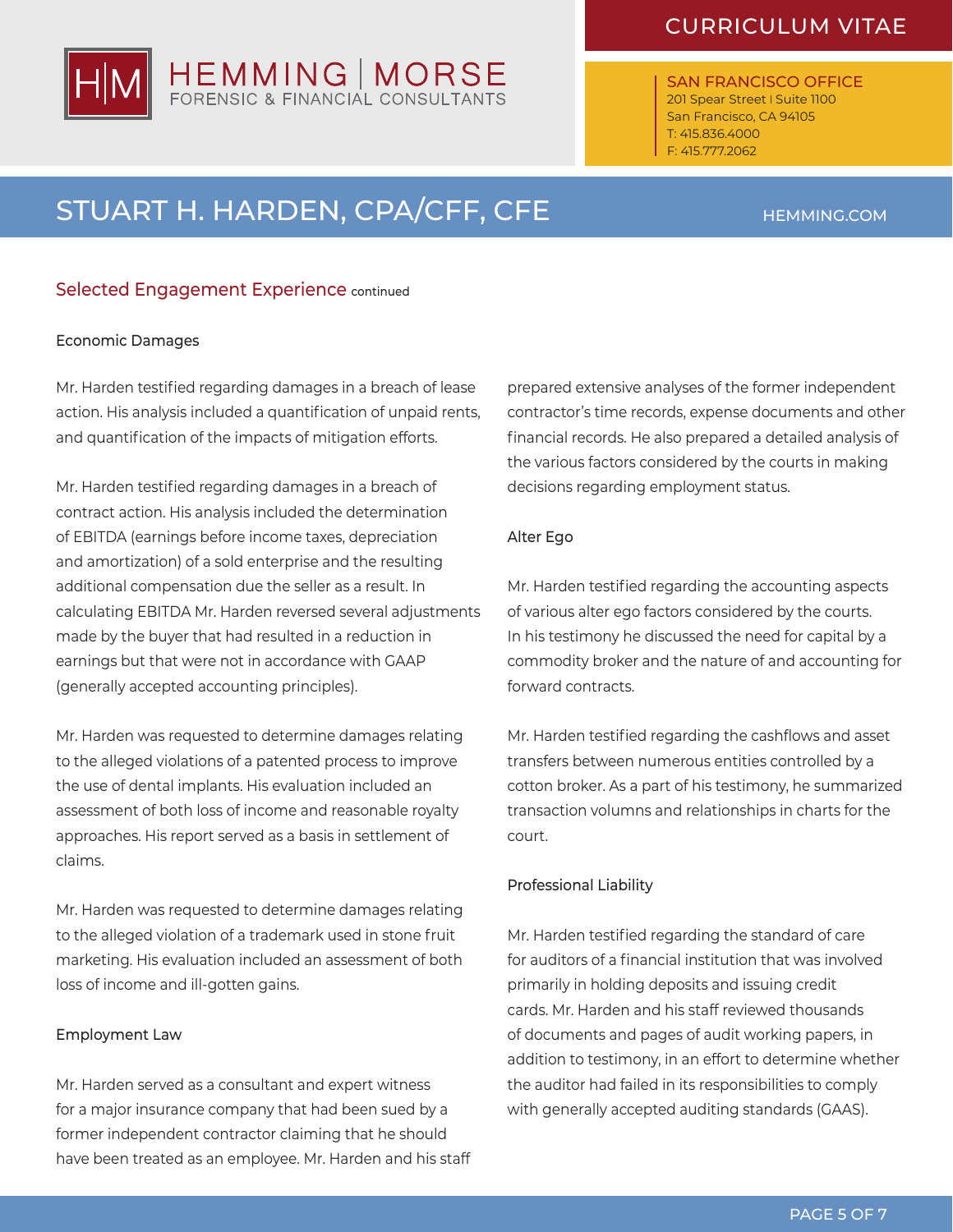## Selected Engagement Experience continued

### Economic Damages

Mr. Harden testified regarding damages in a breach of lease action. His analysis included a quantification of unpaid rents, and quantification of the impacts of mitigation efforts.

Mr. Harden testified regarding damages in a breach of contract action. His analysis included the determination of EBITDA (earnings before income taxes, depreciation and amortization) of a sold enterprise and the resulting additional compensation due the seller as a result. In calculating EBITDA Mr. Harden reversed several adjustments made by the buyer that had resulted in a reduction in earnings but that were not in accordance with GAAP (generally accepted accounting principles).

Mr. Harden was requested to determine damages relating to the alleged violations of a patented process to improve the use of dental implants. His evaluation included an assessment of both loss of income and reasonable royalty approaches. His report served as a basis in settlement of claims.

Mr. Harden was requested to determine damages relating to the alleged violation of a trademark used in stone fruit marketing. His evaluation included an assessment of both loss of income and ill-gotten gains.

### Employment Law

Mr. Harden served as a consultant and expert witness for a major insurance company that had been sued by a former independent contractor claiming that he should have been treated as an employee. Mr. Harden and his staff prepared extensive analyses of the former independent contractor's time records, expense documents and other financial records. He also prepared a detailed analysis of the various factors considered by the courts in making decisions regarding employment status.

### Alter Ego

Mr. Harden testified regarding the accounting aspects of various alter ego factors considered by the courts. In his testimony he discussed the need for capital by a commodity broker and the nature of and accounting for forward contracts.

Mr. Harden testified regarding the cashflows and asset transfers between numerous entities controlled by a cotton broker. As a part of his testimony, he summarized transaction volumns and relationships in charts for the court.

### Professional Liability

Mr. Harden testified regarding the standard of care for auditors of a financial institution that was involved primarily in holding deposits and issuing credit cards. Mr. Harden and his staff reviewed thousands of documents and pages of audit working papers, in addition to testimony, in an effort to determine whether the auditor had failed in its responsibilities to comply with generally accepted auditing standards (GAAS).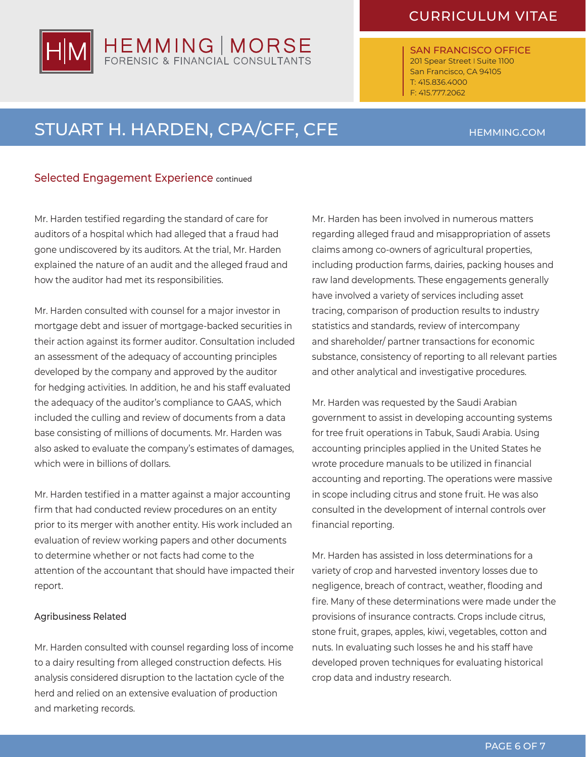## Selected Engagement Experience continued

Mr. Harden testified regarding the standard of care for auditors of a hospital which had alleged that a fraud had gone undiscovered by its auditors. At the trial, Mr. Harden explained the nature of an audit and the alleged fraud and how the auditor had met its responsibilities.

Mr. Harden consulted with counsel for a major investor in mortgage debt and issuer of mortgage-backed securities in their action against its former auditor. Consultation included an assessment of the adequacy of accounting principles developed by the company and approved by the auditor for hedging activities. In addition, he and his staff evaluated the adequacy of the auditor's compliance to GAAS, which included the culling and review of documents from a data base consisting of millions of documents. Mr. Harden was also asked to evaluate the company's estimates of damages, which were in billions of dollars.

Mr. Harden testified in a matter against a major accounting firm that had conducted review procedures on an entity prior to its merger with another entity. His work included an evaluation of review working papers and other documents to determine whether or not facts had come to the attention of the accountant that should have impacted their report.

### Agribusiness Related

Mr. Harden consulted with counsel regarding loss of income to a dairy resulting from alleged construction defects. His analysis considered disruption to the lactation cycle of the herd and relied on an extensive evaluation of production and marketing records.

Mr. Harden has been involved in numerous matters regarding alleged fraud and misappropriation of assets claims among co-owners of agricultural properties, including production farms, dairies, packing houses and raw land developments. These engagements generally have involved a variety of services including asset tracing, comparison of production results to industry statistics and standards, review of intercompany and shareholder/ partner transactions for economic substance, consistency of reporting to all relevant parties and other analytical and investigative procedures.

Mr. Harden was requested by the Saudi Arabian government to assist in developing accounting systems for tree fruit operations in Tabuk, Saudi Arabia. Using accounting principles applied in the United States he wrote procedure manuals to be utilized in financial accounting and reporting. The operations were massive in scope including citrus and stone fruit. He was also consulted in the development of internal controls over financial reporting.

Mr. Harden has assisted in loss determinations for a variety of crop and harvested inventory losses due to negligence, breach of contract, weather, flooding and fire. Many of these determinations were made under the provisions of insurance contracts. Crops include citrus, stone fruit, grapes, apples, kiwi, vegetables, cotton and nuts. In evaluating such losses he and his staff have developed proven techniques for evaluating historical crop data and industry research.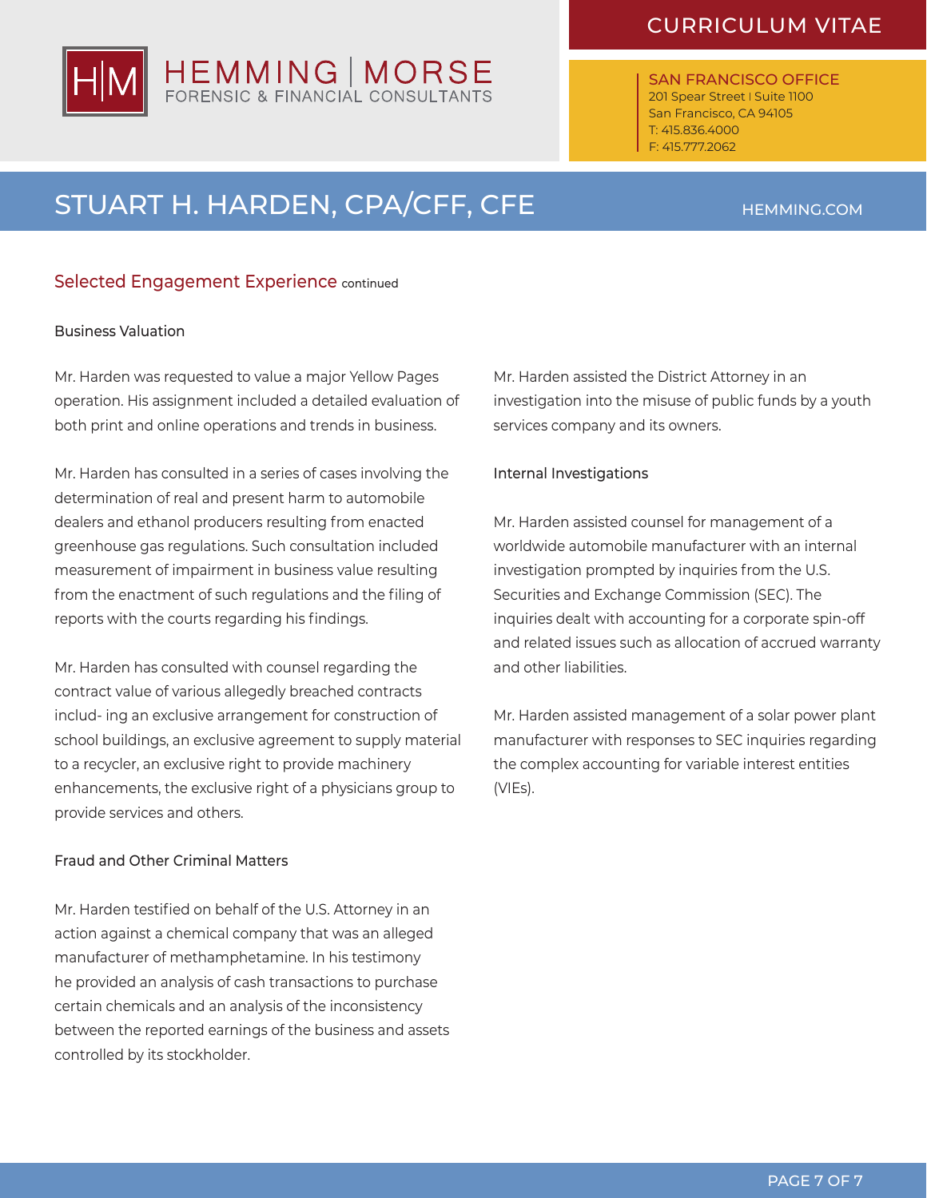## Selected Engagement Experience continued

### Business Valuation

Mr. Harden was requested to value a major Yellow Pages operation. His assignment included a detailed evaluation of both print and online operations and trends in business.

Mr. Harden has consulted in a series of cases involving the determination of real and present harm to automobile dealers and ethanol producers resulting from enacted greenhouse gas regulations. Such consultation included measurement of impairment in business value resulting from the enactment of such regulations and the filing of reports with the courts regarding his findings.

Mr. Harden has consulted with counsel regarding the contract value of various allegedly breached contracts includ- ing an exclusive arrangement for construction of school buildings, an exclusive agreement to supply material to a recycler, an exclusive right to provide machinery enhancements, the exclusive right of a physicians group to provide services and others.

### Fraud and Other Criminal Matters

Mr. Harden testified on behalf of the U.S. Attorney in an action against a chemical company that was an alleged manufacturer of methamphetamine. In his testimony he provided an analysis of cash transactions to purchase certain chemicals and an analysis of the inconsistency between the reported earnings of the business and assets controlled by its stockholder.

Mr. Harden assisted the District Attorney in an investigation into the misuse of public funds by a youth services company and its owners.

### Internal Investigations

Mr. Harden assisted counsel for management of a worldwide automobile manufacturer with an internal investigation prompted by inquiries from the U.S. Securities and Exchange Commission (SEC). The inquiries dealt with accounting for a corporate spin-off and related issues such as allocation of accrued warranty and other liabilities.

Mr. Harden assisted management of a solar power plant manufacturer with responses to SEC inquiries regarding the complex accounting for variable interest entities (VIEs).